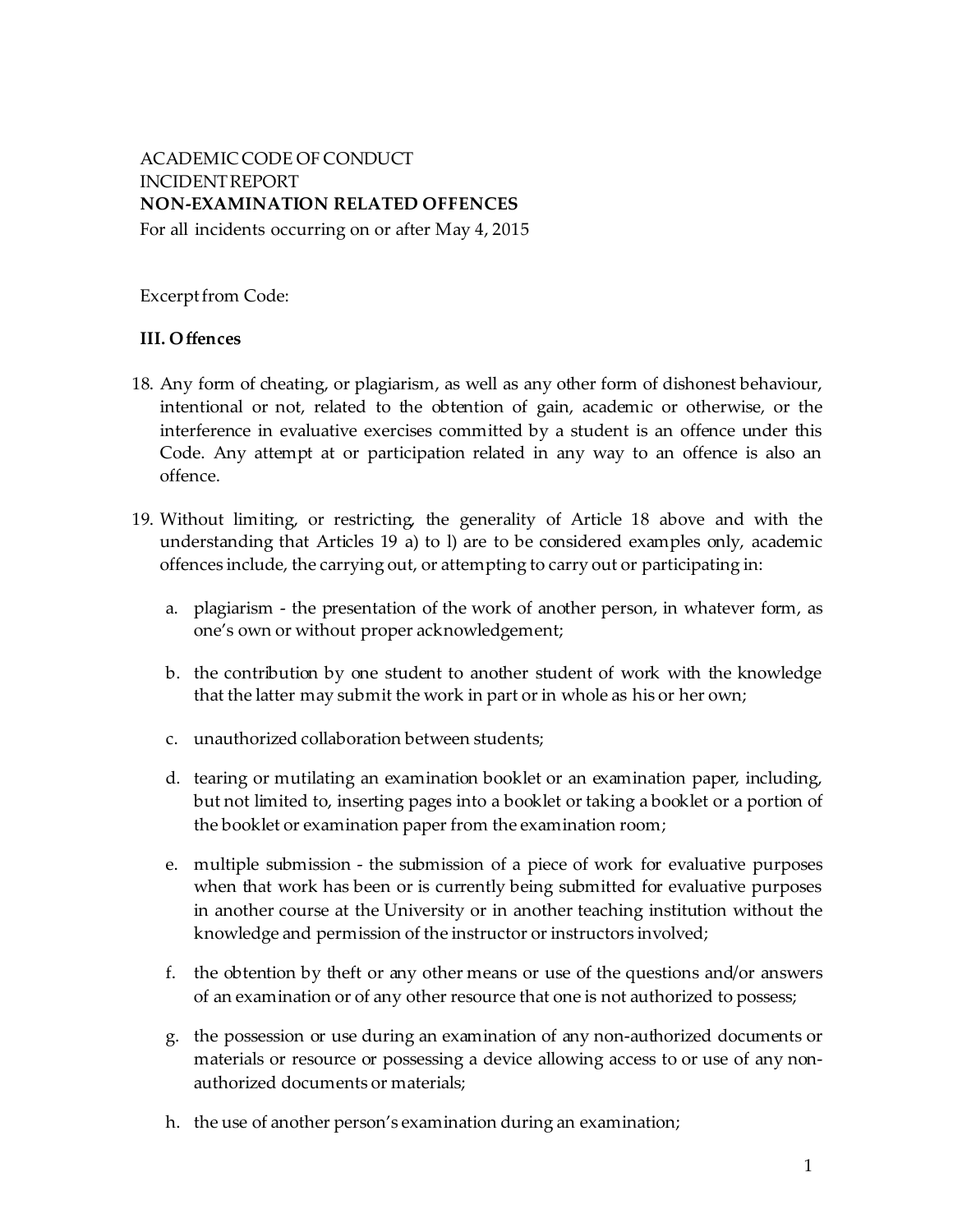ACADEMIC CODE OF CONDUCT
INCIDENT REPORT
**NON-EXAMINATION RELATED OFFENCES**
For all incidents occurring on or after May 4, 2015

Excerpt from Code:

**III. Offences**

18. Any form of cheating, or plagiarism, as well as any other form of dishonest behaviour, intentional or not, related to the obtention of gain, academic or otherwise, or the interference in evaluative exercises committed by a student is an offence under this Code. Any attempt at or participation related in any way to an offence is also an offence.

19. Without limiting, or restricting, the generality of Article 18 above and with the understanding that Articles 19 a) to l) are to be considered examples only, academic offences include, the carrying out, or attempting to carry out or participating in:

    a. plagiarism - the presentation of the work of another person, in whatever form, as one's own or without proper acknowledgement;

    b. the contribution by one student to another student of work with the knowledge that the latter may submit the work in part or in whole as his or her own;

    c. unauthorized collaboration between students;

    d. tearing or mutilating an examination booklet or an examination paper, including, but not limited to, inserting pages into a booklet or taking a booklet or a portion of the booklet or examination paper from the examination room;

    e. multiple submission - the submission of a piece of work for evaluative purposes when that work has been or is currently being submitted for evaluative purposes in another course at the University or in another teaching institution without the knowledge and permission of the instructor or instructors involved;

    f. the obtention by theft or any other means or use of the questions and/or answers of an examination or of any other resource that one is not authorized to possess;

    g. the possession or use during an examination of any non-authorized documents or materials or resource or possessing a device allowing access to or use of any non-authorized documents or materials;

    h. the use of another person's examination during an examination;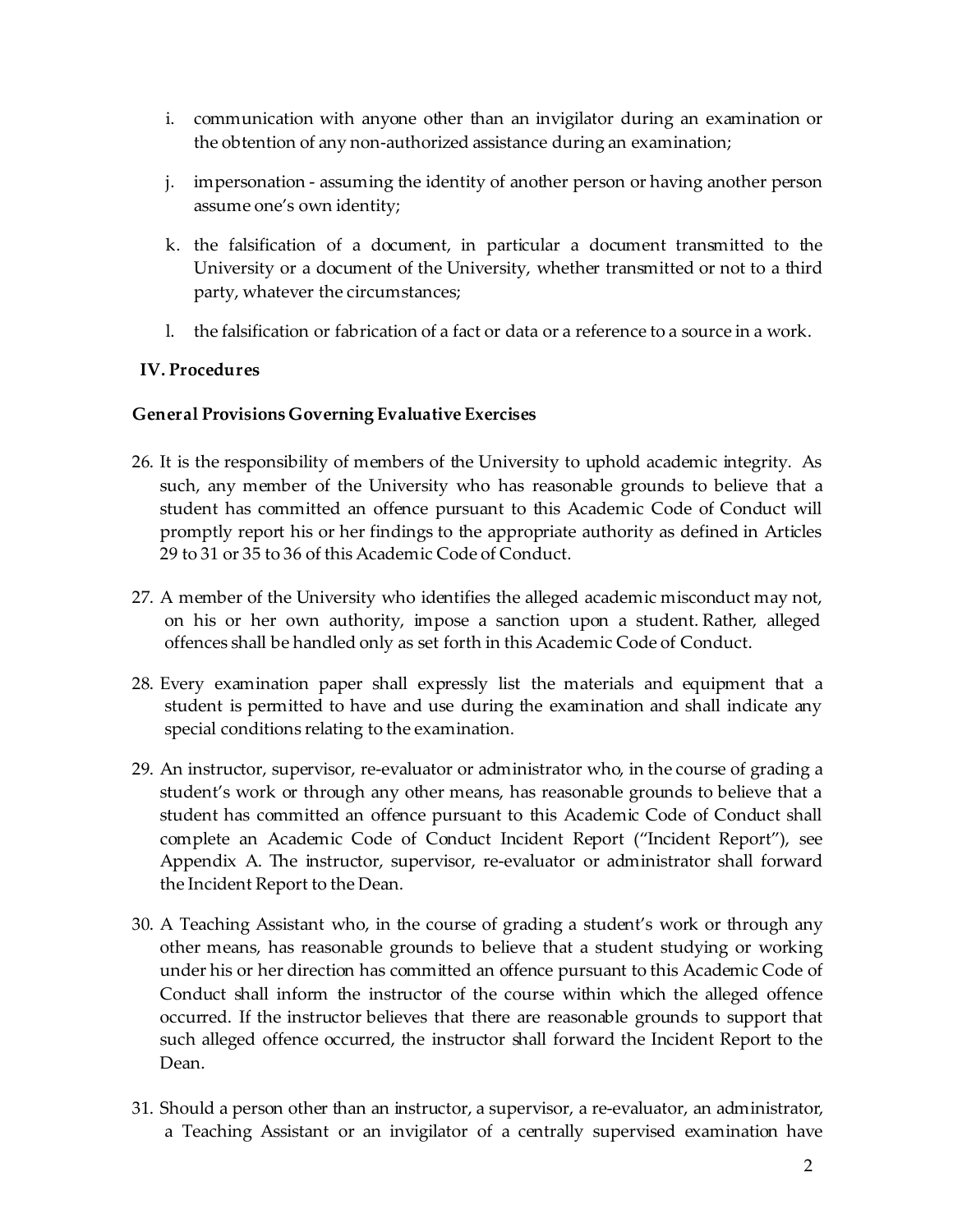i. communication with anyone other than an invigilator during an examination or the obtention of any non-authorized assistance during an examination;

j. impersonation - assuming the identity of another person or having another person assume one's own identity;

k. the falsification of a document, in particular a document transmitted to the University or a document of the University, whether transmitted or not to a third party, whatever the circumstances;

l. the falsification or fabrication of a fact or data or a reference to a source in a work.

## IV. Procedures

### General Provisions Governing Evaluative Exercises

26. It is the responsibility of members of the University to uphold academic integrity. As such, any member of the University who has reasonable grounds to believe that a student has committed an offence pursuant to this Academic Code of Conduct will promptly report his or her findings to the appropriate authority as defined in Articles 29 to 31 or 35 to 36 of this Academic Code of Conduct.

27. A member of the University who identifies the alleged academic misconduct may not, on his or her own authority, impose a sanction upon a student. Rather, alleged offences shall be handled only as set forth in this Academic Code of Conduct.

28. Every examination paper shall expressly list the materials and equipment that a student is permitted to have and use during the examination and shall indicate any special conditions relating to the examination.

29. An instructor, supervisor, re-evaluator or administrator who, in the course of grading a student's work or through any other means, has reasonable grounds to believe that a student has committed an offence pursuant to this Academic Code of Conduct shall complete an Academic Code of Conduct Incident Report ("Incident Report"), see Appendix A. The instructor, supervisor, re-evaluator or administrator shall forward the Incident Report to the Dean.

30. A Teaching Assistant who, in the course of grading a student's work or through any other means, has reasonable grounds to believe that a student studying or working under his or her direction has committed an offence pursuant to this Academic Code of Conduct shall inform the instructor of the course within which the alleged offence occurred. If the instructor believes that there are reasonable grounds to support that such alleged offence occurred, the instructor shall forward the Incident Report to the Dean.

31. Should a person other than an instructor, a supervisor, a re-evaluator, an administrator, a Teaching Assistant or an invigilator of a centrally supervised examination have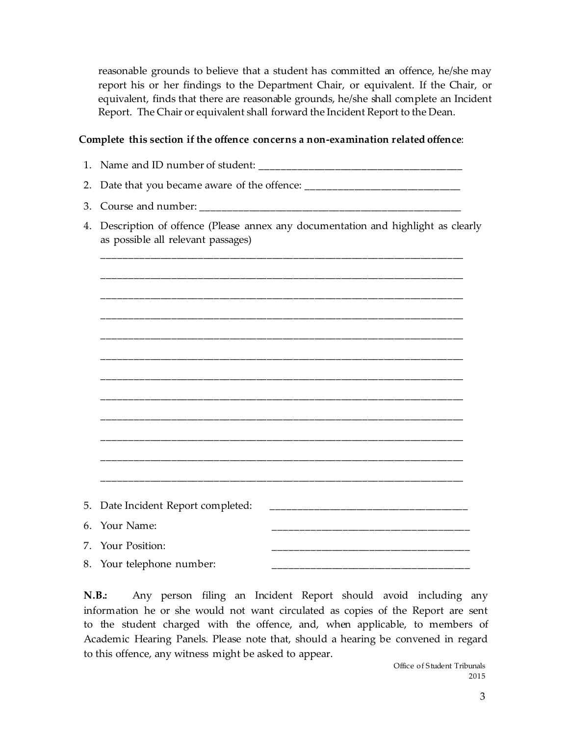reasonable grounds to believe that a student has committed an offence, he/she may report his or her findings to the Department Chair, or equivalent. If the Chair, or equivalent, finds that there are reasonable grounds, he/she shall complete an Incident Report. The Chair or equivalent shall forward the Incident Report to the Dean.

**Complete this section if the offence concerns a non-examination related offence**:

1. Name and ID number of student: ______________________________________
2. Date that you became aware of the offence: ____________________________
3. Course and number: _______________________________________________
4. Description of offence (Please annex any documentation and highlight as clearly as possible all relevant passages)

   ____________________________________________________________________

   ____________________________________________________________________

   ____________________________________________________________________

   ____________________________________________________________________

   ____________________________________________________________________

   ____________________________________________________________________

   ____________________________________________________________________

   ____________________________________________________________________

   ____________________________________________________________________

   ____________________________________________________________________

   ____________________________________________________________________

   ____________________________________________________________________

5. Date Incident Report completed: ______________________________________
6. Your Name: ______________________________________
7. Your Position: ______________________________________
8. Your telephone number: ______________________________________

**N.B.:** Any person filing an Incident Report should avoid including any information he or she would not want circulated as copies of the Report are sent to the student charged with the offence, and, when applicable, to members of Academic Hearing Panels. Please note that, should a hearing be convened in regard to this offence, any witness might be asked to appear.

Office of Student Tribunals
2015